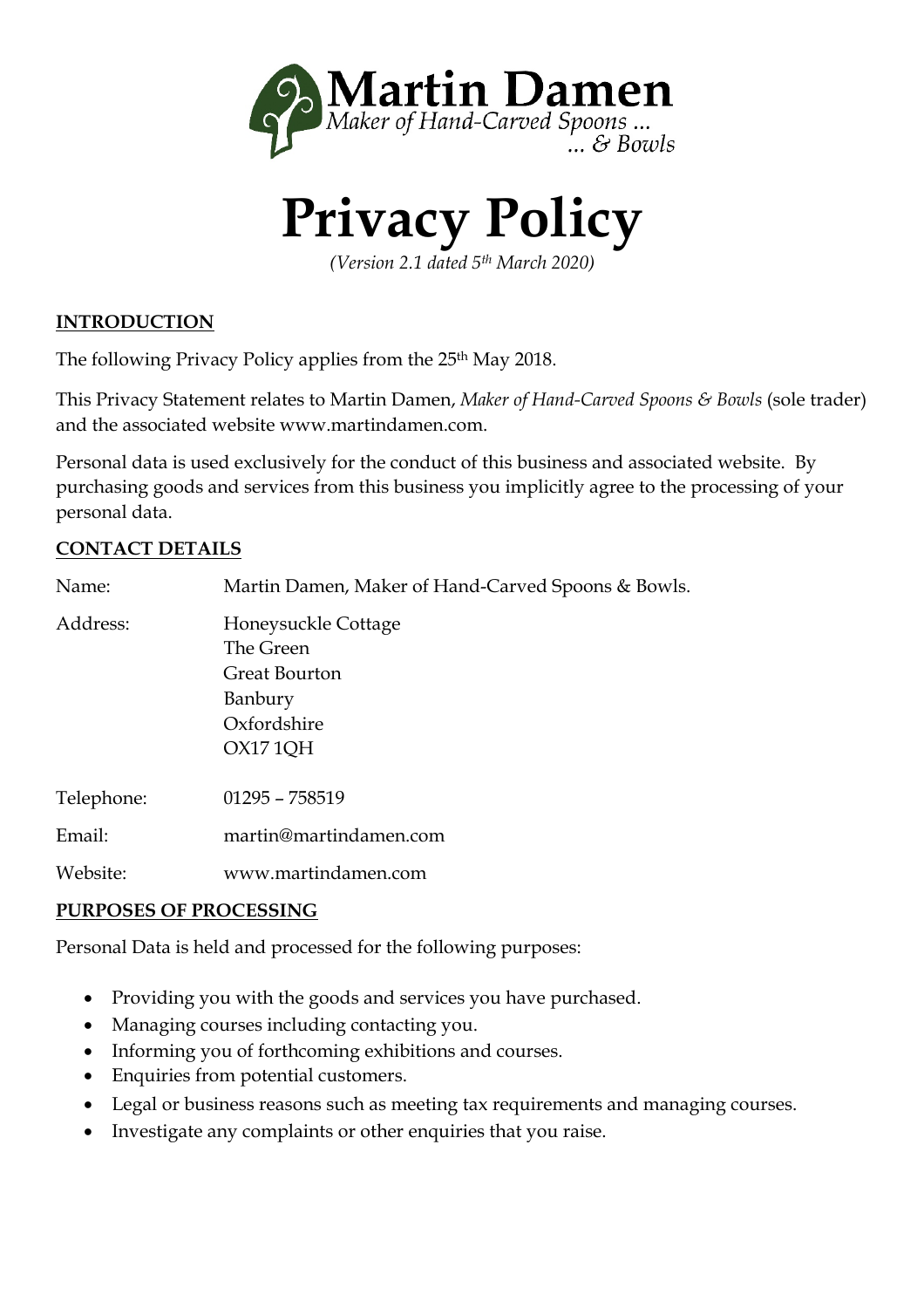Martin Damen
*Maker of Hand-Carved Spoons ...*
*... & Bowls*

# Privacy Policy

*(Version 2.1 dated 5th March 2020)*

## INTRODUCTION

The following Privacy Policy applies from the 25th May 2018.

This Privacy Statement relates to Martin Damen, *Maker of Hand-Carved Spoons & Bowls* (sole trader) and the associated website www.martindamen.com.

Personal data is used exclusively for the conduct of this business and associated website. By purchasing goods and services from this business you implicitly agree to the processing of your personal data.

## CONTACT DETAILS

| | |
|---|---|
| Name: | Martin Damen, Maker of Hand-Carved Spoons & Bowls. |
| Address: | Honeysuckle Cottage<br>The Green<br>Great Bourton<br>Banbury<br>Oxfordshire<br>OX17 1QH |
| Telephone: | 01295 – 758519 |
| Email: | martin@martindamen.com |
| Website: | www.martindamen.com |

## PURPOSES OF PROCESSING

Personal Data is held and processed for the following purposes:

- Providing you with the goods and services you have purchased.
- Managing courses including contacting you.
- Informing you of forthcoming exhibitions and courses.
- Enquiries from potential customers.
- Legal or business reasons such as meeting tax requirements and managing courses.
- Investigate any complaints or other enquiries that you raise.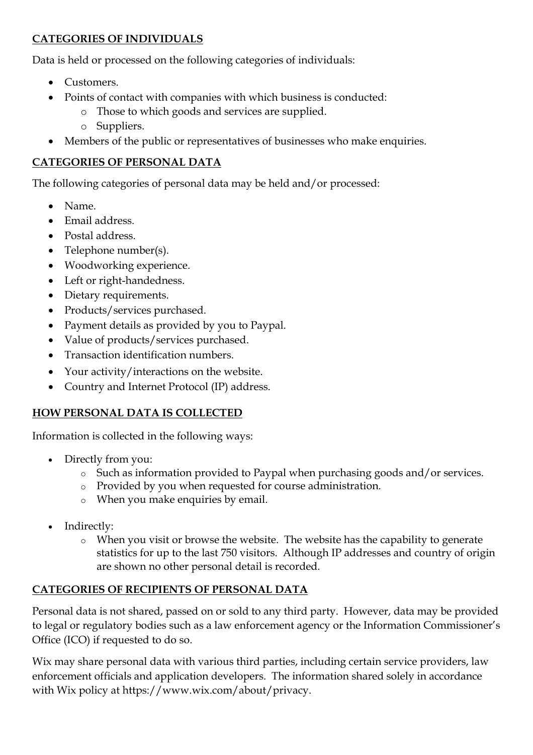## CATEGORIES OF INDIVIDUALS

Data is held or processed on the following categories of individuals:

- Customers.
- Points of contact with companies with which business is conducted:
    - Those to which goods and services are supplied.
    - Suppliers.
- Members of the public or representatives of businesses who make enquiries.

## CATEGORIES OF PERSONAL DATA

The following categories of personal data may be held and/or processed:

- Name.
- Email address.
- Postal address.
- Telephone number(s).
- Woodworking experience.
- Left or right-handedness.
- Dietary requirements.
- Products/services purchased.
- Payment details as provided by you to Paypal.
- Value of products/services purchased.
- Transaction identification numbers.
- Your activity/interactions on the website.
- Country and Internet Protocol (IP) address.

## HOW PERSONAL DATA IS COLLECTED

Information is collected in the following ways:

- Directly from you:
    - Such as information provided to Paypal when purchasing goods and/or services.
    - Provided by you when requested for course administration.
    - When you make enquiries by email.

- Indirectly:
    - When you visit or browse the website. The website has the capability to generate statistics for up to the last 750 visitors. Although IP addresses and country of origin are shown no other personal detail is recorded.

## CATEGORIES OF RECIPIENTS OF PERSONAL DATA

Personal data is not shared, passed on or sold to any third party. However, data may be provided to legal or regulatory bodies such as a law enforcement agency or the Information Commissioner's Office (ICO) if requested to do so.

Wix may share personal data with various third parties, including certain service providers, law enforcement officials and application developers. The information shared solely in accordance with Wix policy at https://www.wix.com/about/privacy.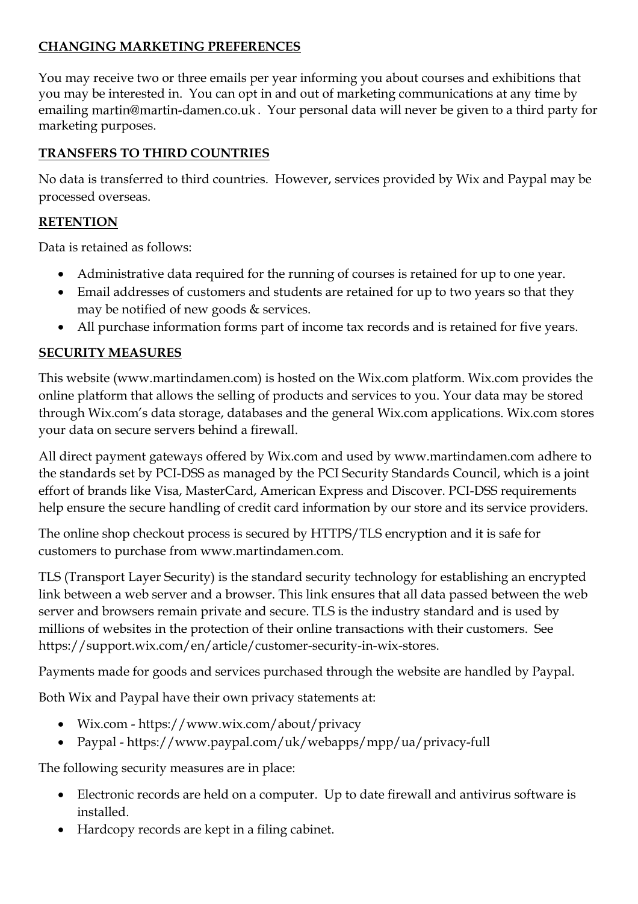## CHANGING MARKETING PREFERENCES

You may receive two or three emails per year informing you about courses and exhibitions that you may be interested in. You can opt in and out of marketing communications at any time by emailing martin@martin-damen.co.uk. Your personal data will never be given to a third party for marketing purposes.

## TRANSFERS TO THIRD COUNTRIES

No data is transferred to third countries. However, services provided by Wix and Paypal may be processed overseas.

## RETENTION

Data is retained as follows:

- Administrative data required for the running of courses is retained for up to one year.
- Email addresses of customers and students are retained for up to two years so that they may be notified of new goods & services.
- All purchase information forms part of income tax records and is retained for five years.

## SECURITY MEASURES

This website (www.martindamen.com) is hosted on the Wix.com platform. Wix.com provides the online platform that allows the selling of products and services to you. Your data may be stored through Wix.com's data storage, databases and the general Wix.com applications. Wix.com stores your data on secure servers behind a firewall.

All direct payment gateways offered by Wix.com and used by www.martindamen.com adhere to the standards set by PCI-DSS as managed by the PCI Security Standards Council, which is a joint effort of brands like Visa, MasterCard, American Express and Discover. PCI-DSS requirements help ensure the secure handling of credit card information by our store and its service providers.

The online shop checkout process is secured by HTTPS/TLS encryption and it is safe for customers to purchase from www.martindamen.com.

TLS (Transport Layer Security) is the standard security technology for establishing an encrypted link between a web server and a browser. This link ensures that all data passed between the web server and browsers remain private and secure. TLS is the industry standard and is used by millions of websites in the protection of their online transactions with their customers. See https://support.wix.com/en/article/customer-security-in-wix-stores.

Payments made for goods and services purchased through the website are handled by Paypal.

Both Wix and Paypal have their own privacy statements at:

- Wix.com - https://www.wix.com/about/privacy
- Paypal - https://www.paypal.com/uk/webapps/mpp/ua/privacy-full

The following security measures are in place:

- Electronic records are held on a computer. Up to date firewall and antivirus software is installed.
- Hardcopy records are kept in a filing cabinet.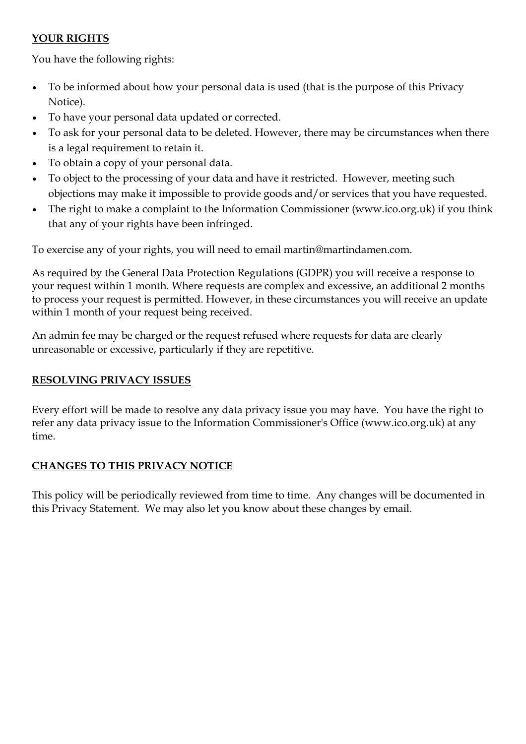## YOUR RIGHTS

You have the following rights:

- To be informed about how your personal data is used (that is the purpose of this Privacy Notice).
- To have your personal data updated or corrected.
- To ask for your personal data to be deleted. However, there may be circumstances when there is a legal requirement to retain it.
- To obtain a copy of your personal data.
- To object to the processing of your data and have it restricted. However, meeting such objections may make it impossible to provide goods and/or services that you have requested.
- The right to make a complaint to the Information Commissioner (www.ico.org.uk) if you think that any of your rights have been infringed.

To exercise any of your rights, you will need to email martin@martindamen.com.

As required by the General Data Protection Regulations (GDPR) you will receive a response to your request within 1 month. Where requests are complex and excessive, an additional 2 months to process your request is permitted. However, in these circumstances you will receive an update within 1 month of your request being received.

An admin fee may be charged or the request refused where requests for data are clearly unreasonable or excessive, particularly if they are repetitive.

## RESOLVING PRIVACY ISSUES

Every effort will be made to resolve any data privacy issue you may have. You have the right to refer any data privacy issue to the Information Commissioner's Office (www.ico.org.uk) at any time.

## CHANGES TO THIS PRIVACY NOTICE

This policy will be periodically reviewed from time to time. Any changes will be documented in this Privacy Statement. We may also let you know about these changes by email.